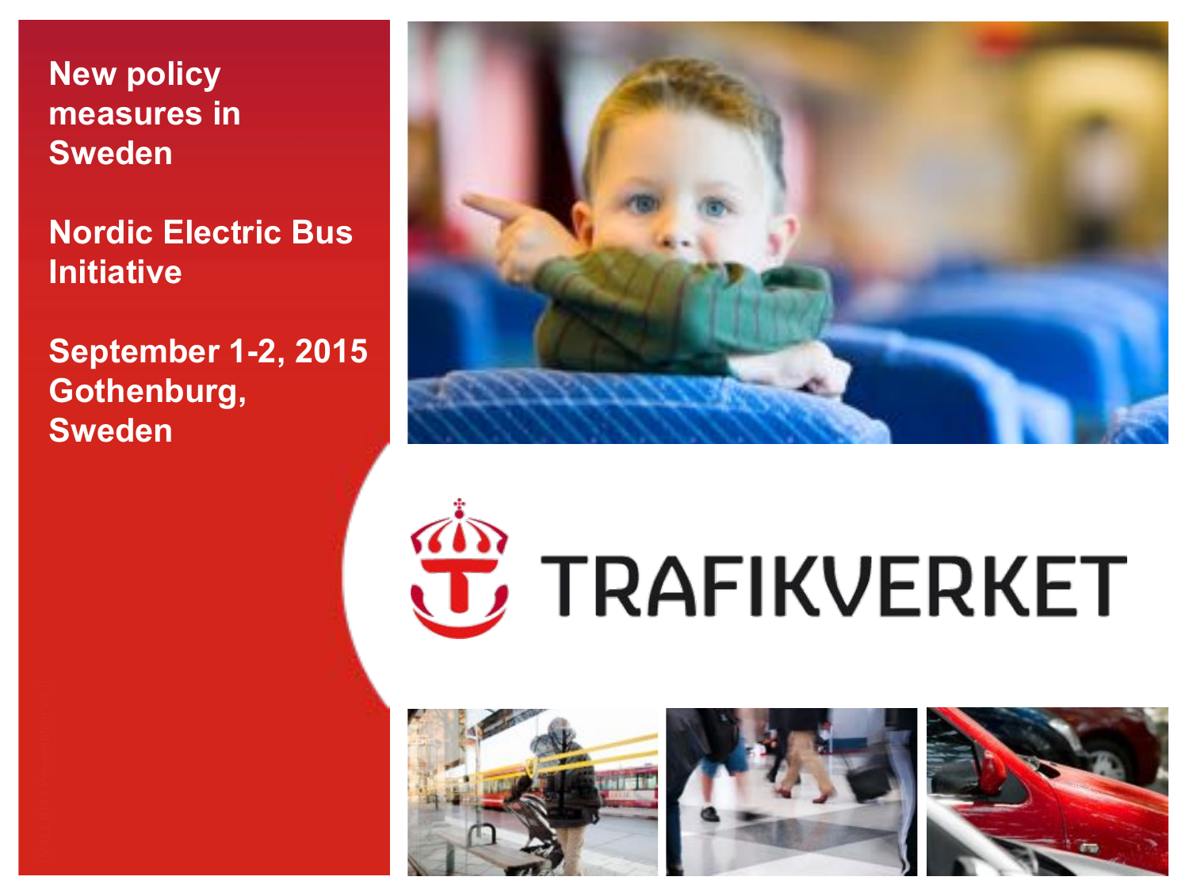# New policy measures in Sweden

## Nordic Electric Bus Initiative

September 1-2, 2015
Gothenburg, Sweden

TRAFIKVERKET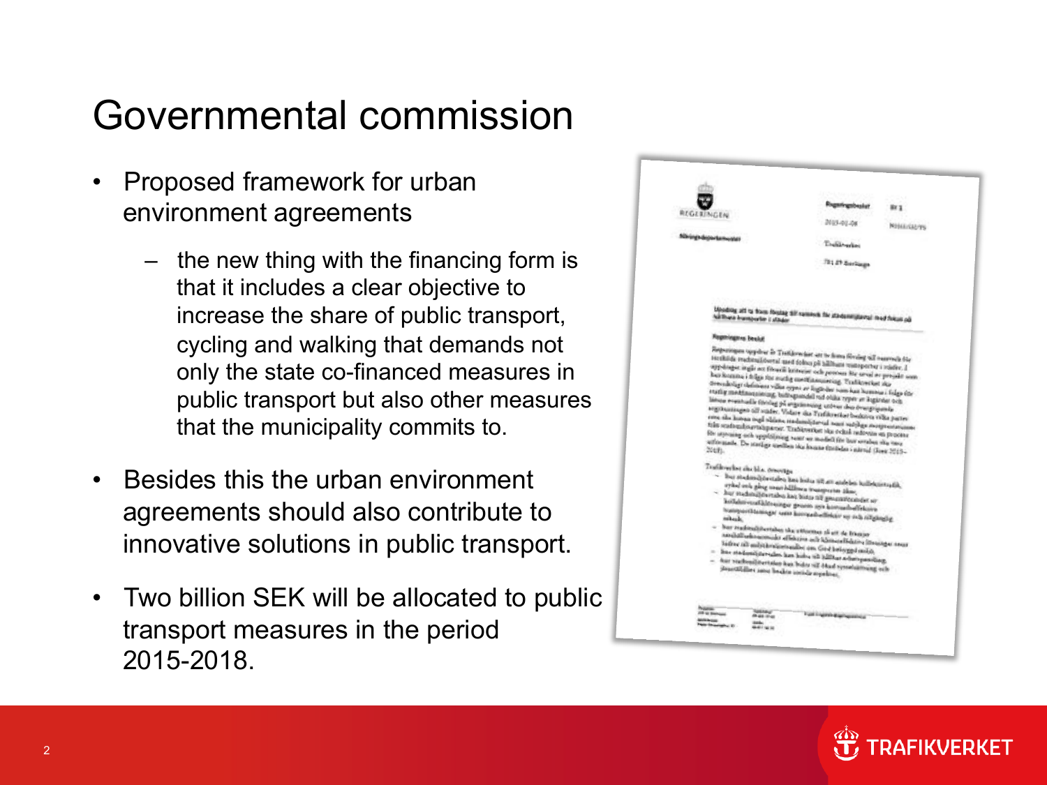# Governmental commission

- Proposed framework for urban environment agreements
  - the new thing with the financing form is that it includes a clear objective to increase the share of public transport, cycling and walking that demands not only the state co-financed measures in public transport but also other measures that the municipality commits to.
- Besides this the urban environment agreements should also contribute to innovative solutions in public transport.
- Two billion SEK will be allocated to public transport measures in the period 2015-2018.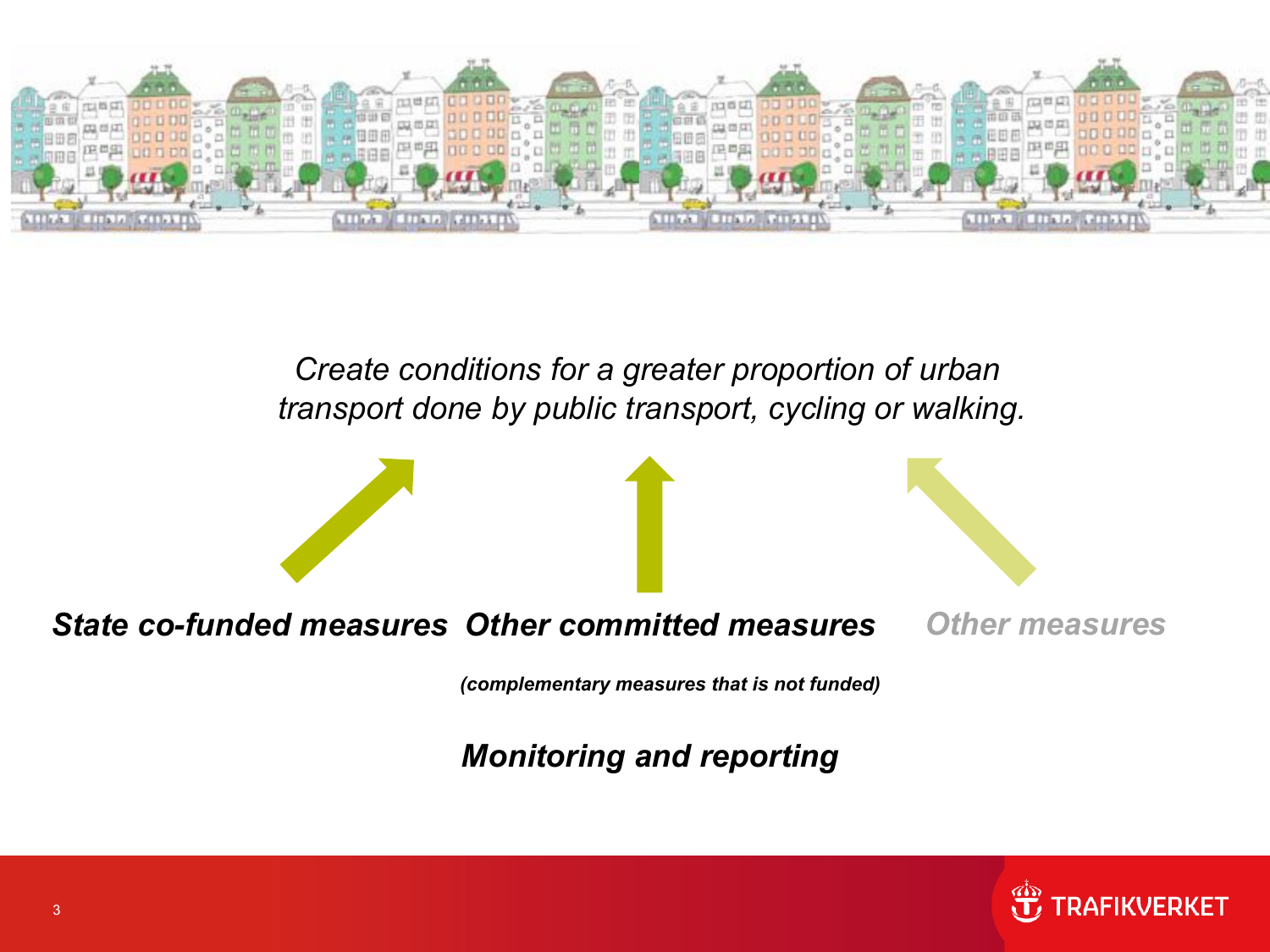*Create conditions for a greater proportion of urban transport done by public transport, cycling or walking.*

***State co-funded measures***

***Other committed measures***

***(complementary measures that is not funded)***

***Other measures***

***Monitoring and reporting***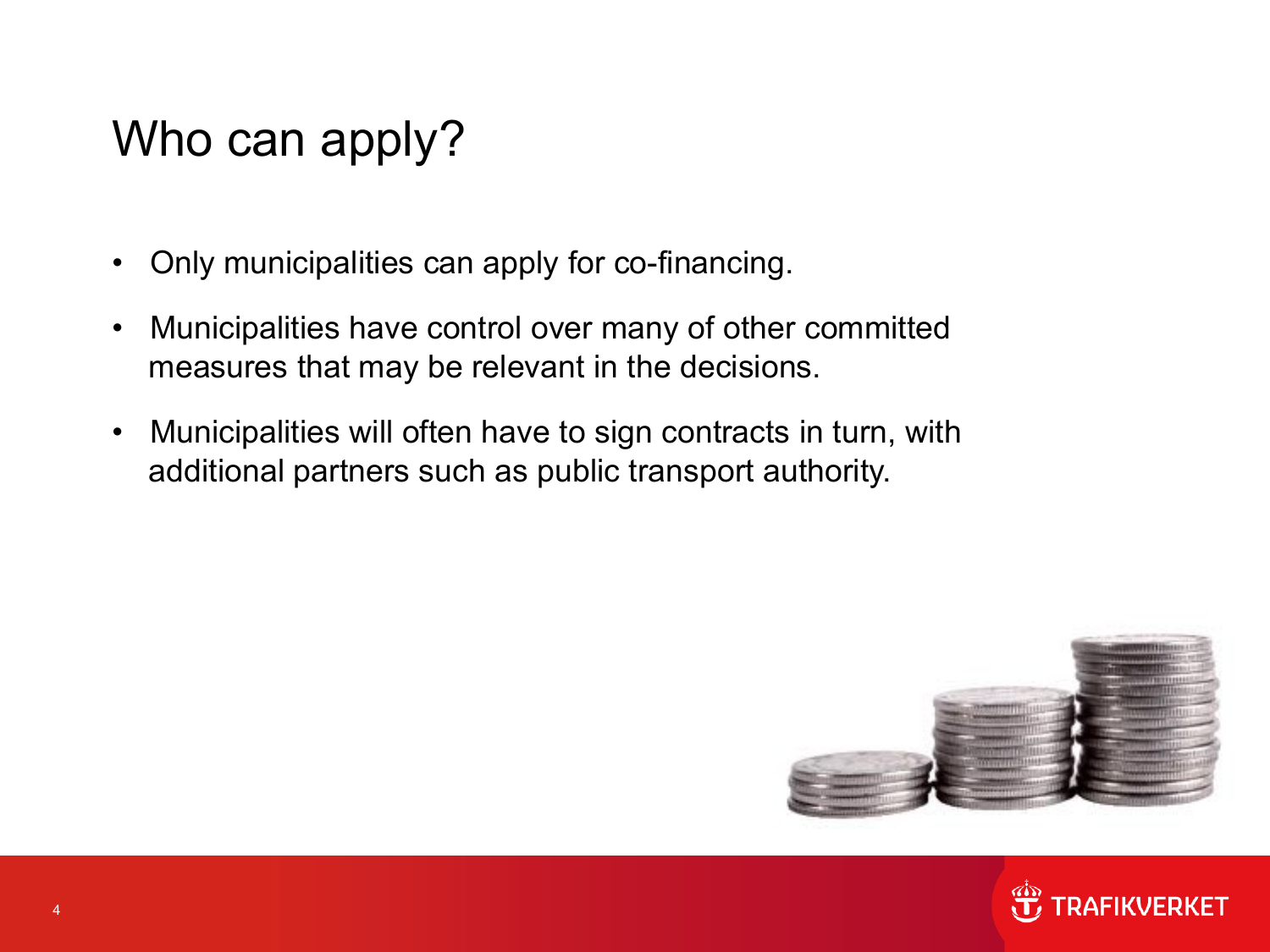# Who can apply?

- Only municipalities can apply for co-financing.
- Municipalities have control over many of other committed measures that may be relevant in the decisions.
- Municipalities will often have to sign contracts in turn, with additional partners such as public transport authority.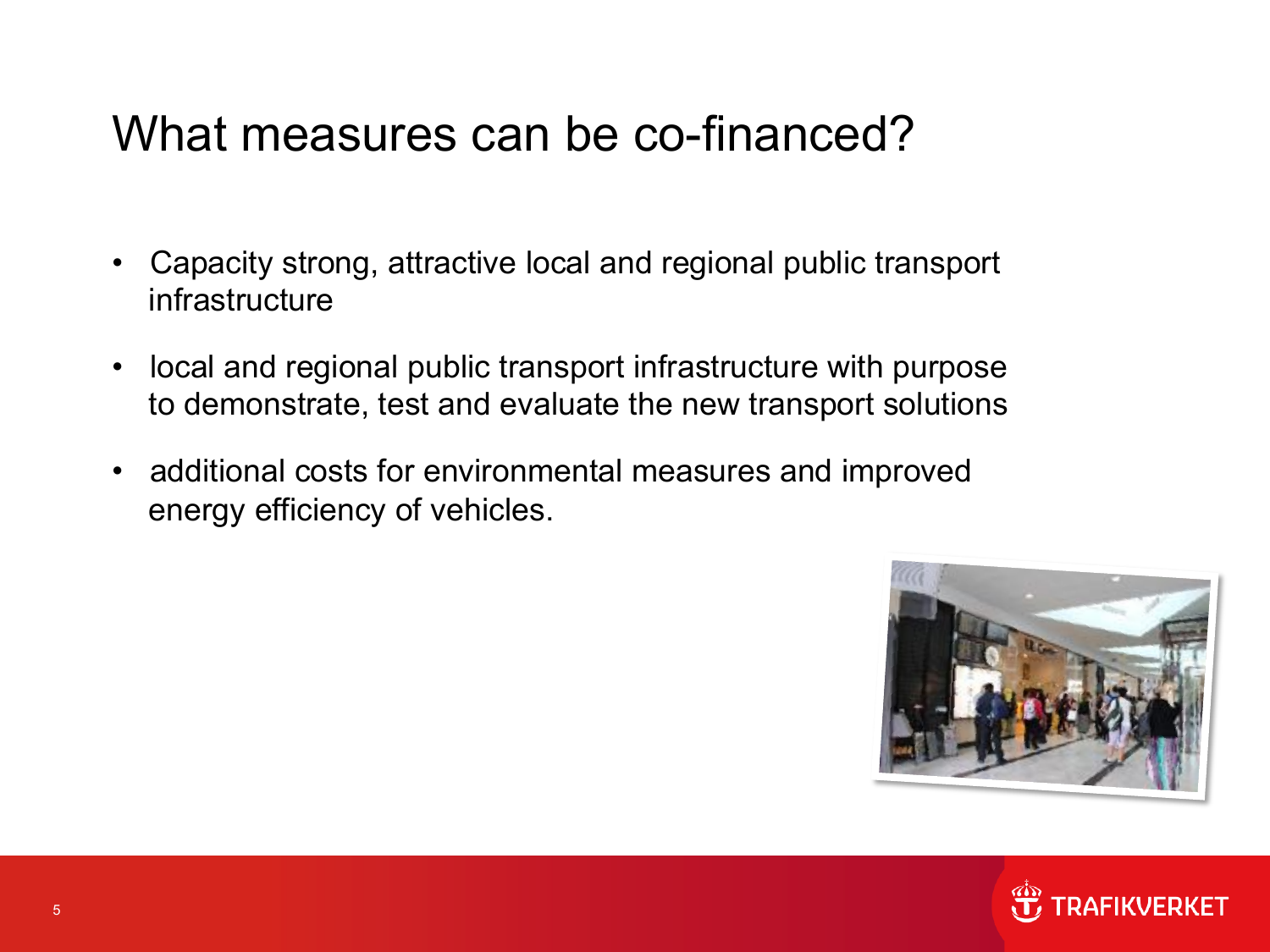# What measures can be co-financed?

- Capacity strong, attractive local and regional public transport infrastructure
- local and regional public transport infrastructure with purpose to demonstrate, test and evaluate the new transport solutions
- additional costs for environmental measures and improved energy efficiency of vehicles.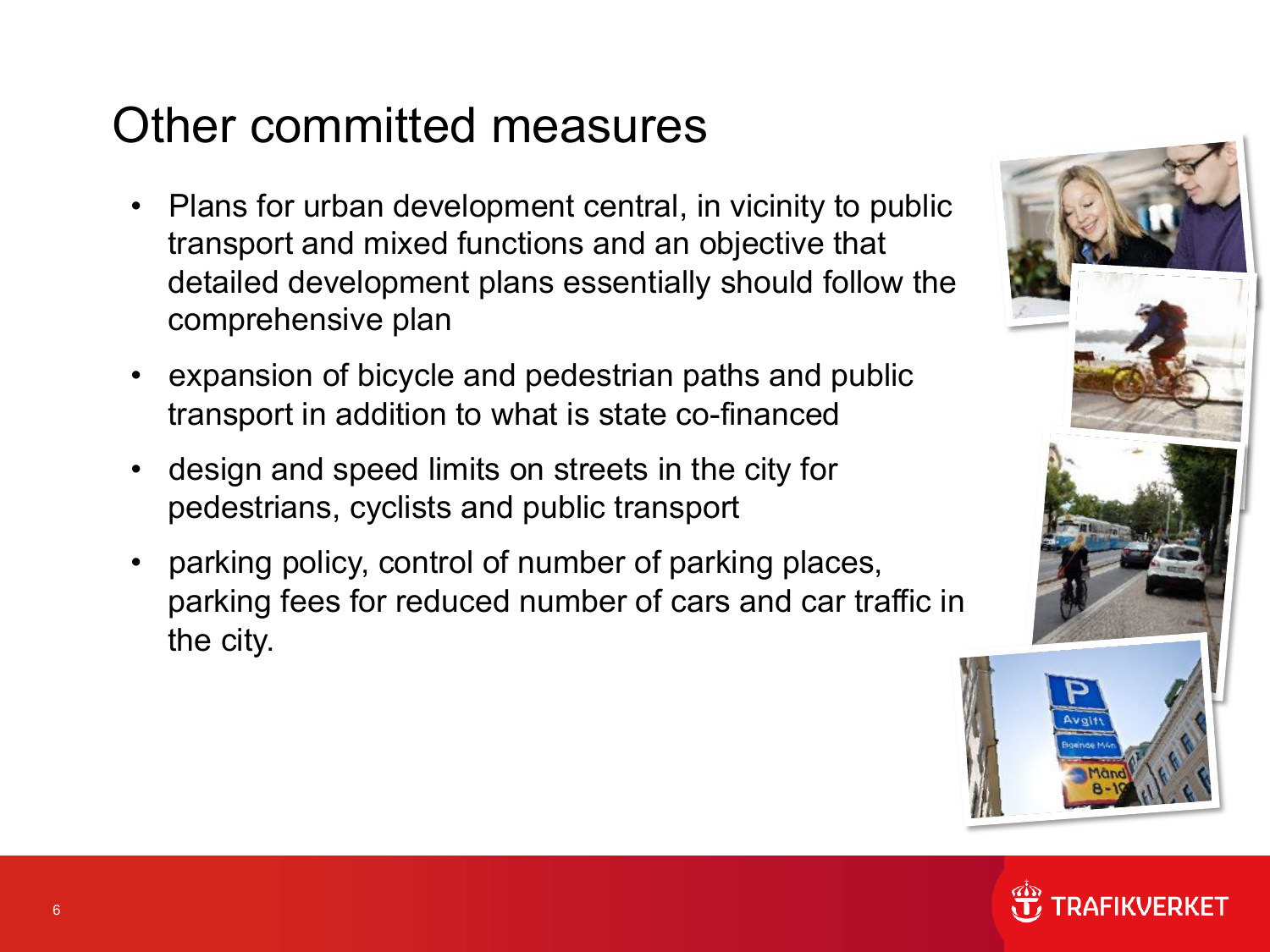# Other committed measures

- Plans for urban development central, in vicinity to public transport and mixed functions and an objective that detailed development plans essentially should follow the comprehensive plan
- expansion of bicycle and pedestrian paths and public transport in addition to what is state co-financed
- design and speed limits on streets in the city for pedestrians, cyclists and public transport
- parking policy, control of number of parking places, parking fees for reduced number of cars and car traffic in the city.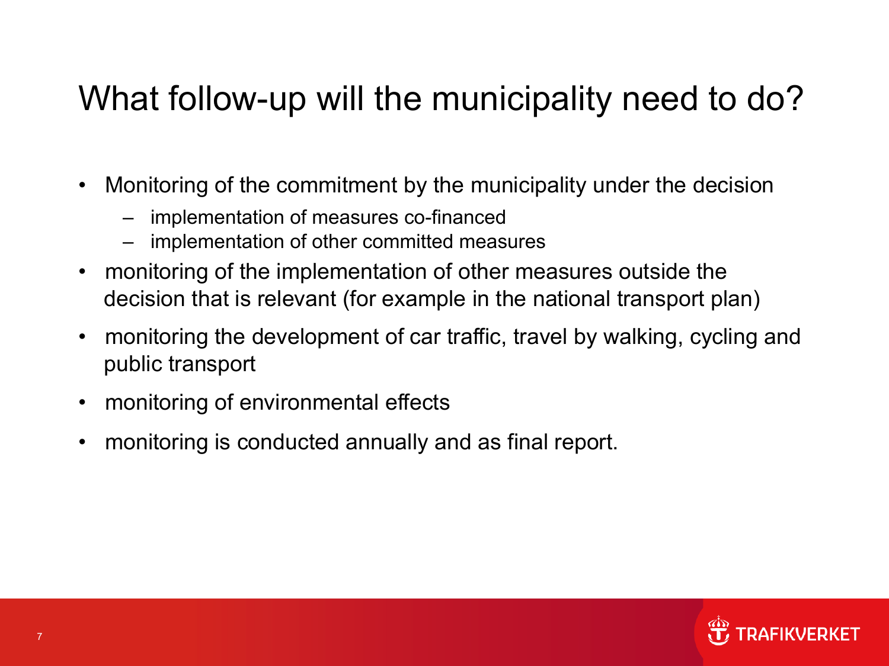# What follow-up will the municipality need to do?

- Monitoring of the commitment by the municipality under the decision
  - implementation of measures co-financed
  - implementation of other committed measures
- monitoring of the implementation of other measures outside the decision that is relevant (for example in the national transport plan)
- monitoring the development of car traffic, travel by walking, cycling and public transport
- monitoring of environmental effects
- monitoring is conducted annually and as final report.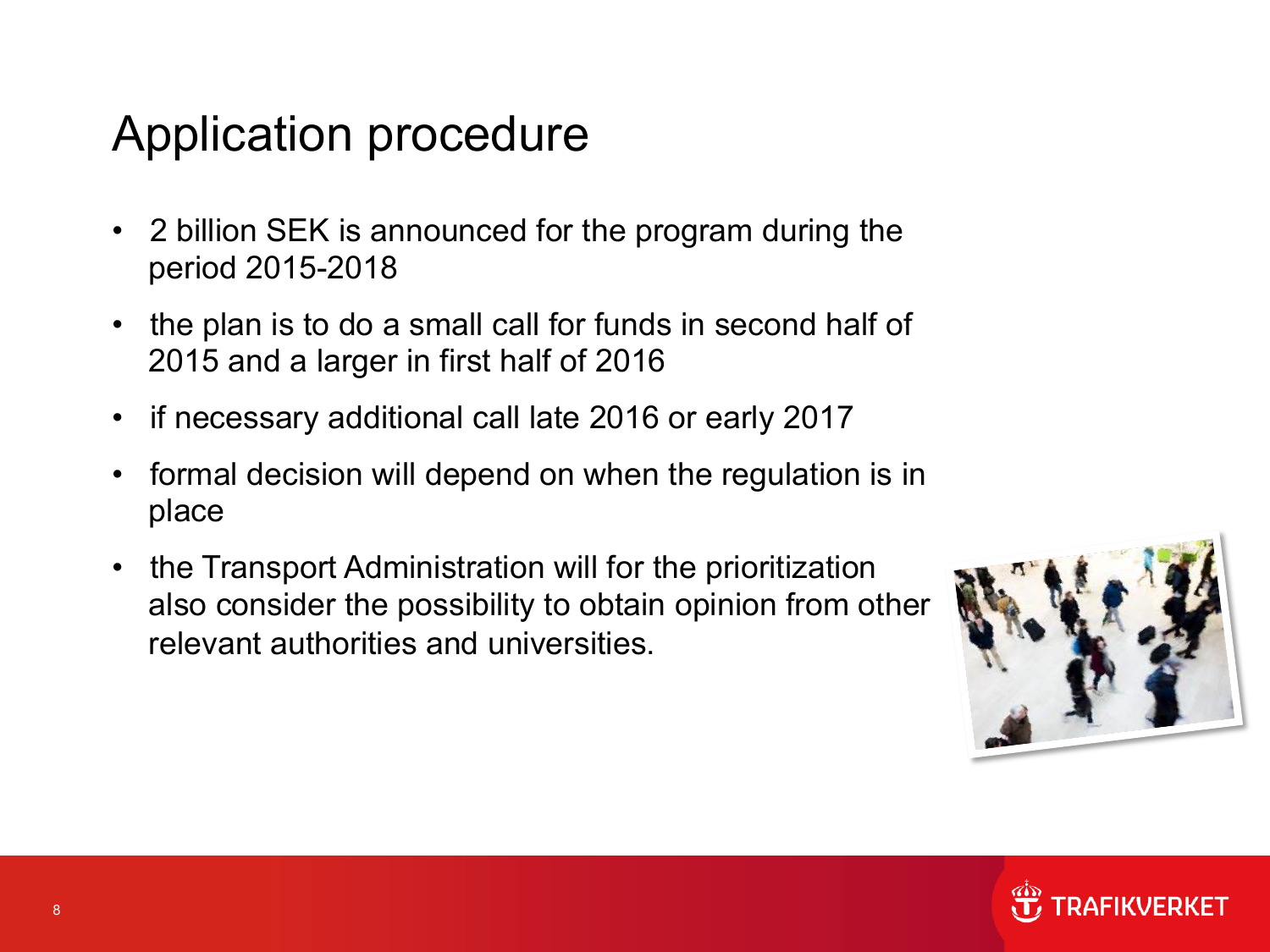# Application procedure

- 2 billion SEK is announced for the program during the period 2015-2018
- the plan is to do a small call for funds in second half of 2015 and a larger in first half of 2016
- if necessary additional call late 2016 or early 2017
- formal decision will depend on when the regulation is in place
- the Transport Administration will for the prioritization also consider the possibility to obtain opinion from other relevant authorities and universities.